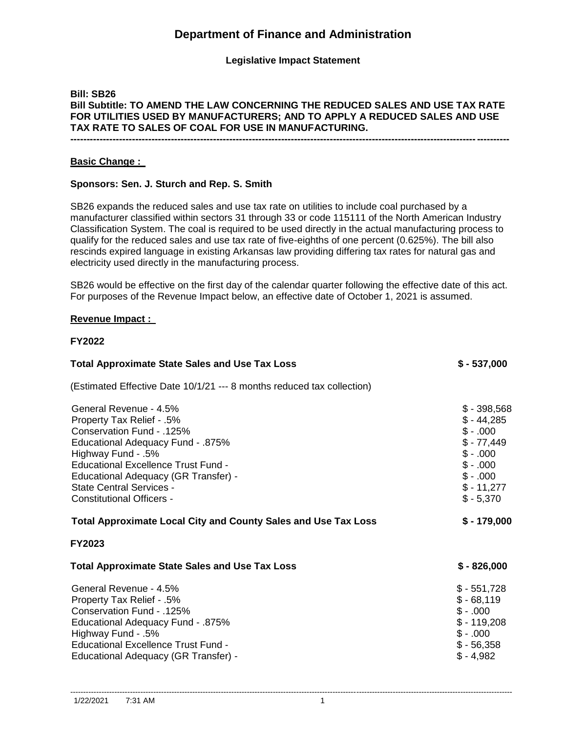# Department of Finance and Administration

**Legislative Impact Statement**

**Bill: SB26**
**Bill Subtitle: TO AMEND THE LAW CONCERNING THE REDUCED SALES AND USE TAX RATE FOR UTILITIES USED BY MANUFACTURERS; AND TO APPLY A REDUCED SALES AND USE TAX RATE TO SALES OF COAL FOR USE IN MANUFACTURING.**

---

**Basic Change :**

**Sponsors: Sen. J. Sturch and Rep. S. Smith**

SB26 expands the reduced sales and use tax rate on utilities to include coal purchased by a manufacturer classified within sectors 31 through 33 or code 115111 of the North American Industry Classification System. The coal is required to be used directly in the actual manufacturing process to qualify for the reduced sales and use tax rate of five-eighths of one percent (0.625%). The bill also rescinds expired language in existing Arkansas law providing differing tax rates for natural gas and electricity used directly in the manufacturing process.

SB26 would be effective on the first day of the calendar quarter following the effective date of this act. For purposes of the Revenue Impact below, an effective date of October 1, 2021 is assumed.

**Revenue Impact :**

**FY2022**

| | |
|---|---|
| **Total Approximate State Sales and Use Tax Loss** | **$ - 537,000** |
| (Estimated Effective Date 10/1/21 --- 8 months reduced tax collection) | |
| General Revenue - 4.5% | $ - 398,568 |
| Property Tax Relief - .5% | $ - 44,285 |
| Conservation Fund - .125% | $ - .000 |
| Educational Adequacy Fund - .875% | $ - 77,449 |
| Highway Fund - .5% | $ - .000 |
| Educational Excellence Trust Fund - | $ - .000 |
| Educational Adequacy (GR Transfer) - | $ - .000 |
| State Central Services - | $ - 11,277 |
| Constitutional Officers - | $ - 5,370 |
| **Total Approximate Local City and County Sales and Use Tax Loss** | **$ - 179,000** |

**FY2023**

| | |
|---|---|
| **Total Approximate State Sales and Use Tax Loss** | **$ - 826,000** |
| General Revenue - 4.5% | $ - 551,728 |
| Property Tax Relief - .5% | $ - 68,119 |
| Conservation Fund - .125% | $ - .000 |
| Educational Adequacy Fund - .875% | $ - 119,208 |
| Highway Fund - .5% | $ - .000 |
| Educational Excellence Trust Fund - | $ - 56,358 |
| Educational Adequacy (GR Transfer) - | $ - 4,982 |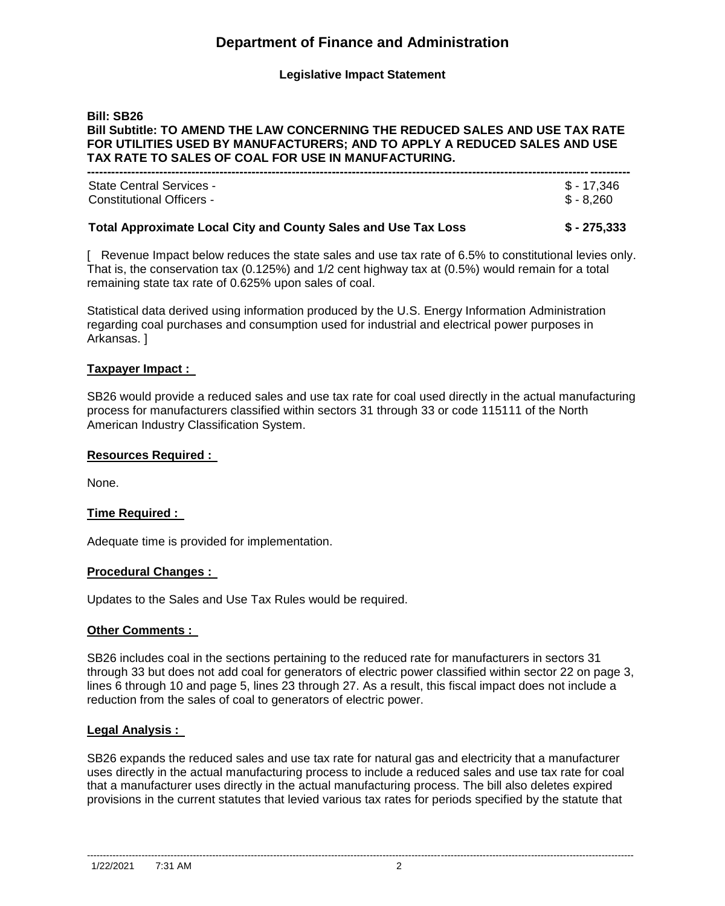# Department of Finance and Administration

**Legislative Impact Statement**

**Bill: SB26**
**Bill Subtitle: TO AMEND THE LAW CONCERNING THE REDUCED SALES AND USE TAX RATE FOR UTILITIES USED BY MANUFACTURERS; AND TO APPLY A REDUCED SALES AND USE TAX RATE TO SALES OF COAL FOR USE IN MANUFACTURING.**

---

| | |
|---|---|
| State Central Services - | $ - 17,346 |
| Constitutional Officers - | $ - 8,260 |

| | |
|---|---|
| **Total Approximate Local City and County Sales and Use Tax Loss** | **$ - 275,333** |

[ Revenue Impact below reduces the state sales and use tax rate of 6.5% to constitutional levies only. That is, the conservation tax (0.125%) and 1/2 cent highway tax at (0.5%) would remain for a total remaining state tax rate of 0.625% upon sales of coal.

Statistical data derived using information produced by the U.S. Energy Information Administration regarding coal purchases and consumption used for industrial and electrical power purposes in Arkansas. ]

**Taxpayer Impact :**

SB26 would provide a reduced sales and use tax rate for coal used directly in the actual manufacturing process for manufacturers classified within sectors 31 through 33 or code 115111 of the North American Industry Classification System.

**Resources Required :**

None.

**Time Required :**

Adequate time is provided for implementation.

**Procedural Changes :**

Updates to the Sales and Use Tax Rules would be required.

**Other Comments :**

SB26 includes coal in the sections pertaining to the reduced rate for manufacturers in sectors 31 through 33 but does not add coal for generators of electric power classified within sector 22 on page 3, lines 6 through 10 and page 5, lines 23 through 27. As a result, this fiscal impact does not include a reduction from the sales of coal to generators of electric power.

**Legal Analysis :**

SB26 expands the reduced sales and use tax rate for natural gas and electricity that a manufacturer uses directly in the actual manufacturing process to include a reduced sales and use tax rate for coal that a manufacturer uses directly in the actual manufacturing process. The bill also deletes expired provisions in the current statutes that levied various tax rates for periods specified by the statute that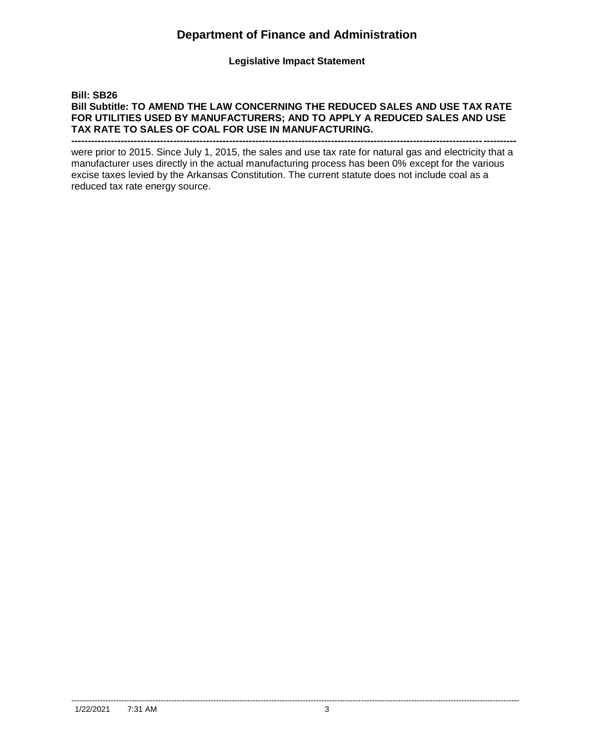# Department of Finance and Administration

**Legislative Impact Statement**

**Bill: SB26**
**Bill Subtitle: TO AMEND THE LAW CONCERNING THE REDUCED SALES AND USE TAX RATE FOR UTILITIES USED BY MANUFACTURERS; AND TO APPLY A REDUCED SALES AND USE TAX RATE TO SALES OF COAL FOR USE IN MANUFACTURING.**

---

were prior to 2015. Since July 1, 2015, the sales and use tax rate for natural gas and electricity that a manufacturer uses directly in the actual manufacturing process has been 0% except for the various excise taxes levied by the Arkansas Constitution. The current statute does not include coal as a reduced tax rate energy source.